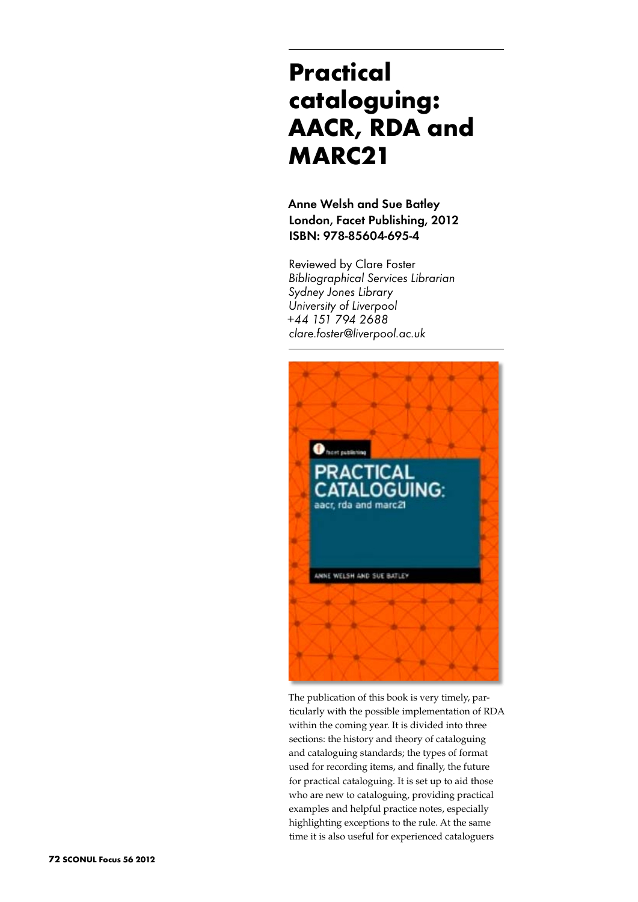# Practical cataloguing: AACR, RDA and MARC21

**Anne Welsh and Sue Batley**
**London, Facet Publishing, 2012**
**ISBN: 978-85604-695-4**

Reviewed by Clare Foster
*Bibliographical Services Librarian*
*Sydney Jones Library*
*University of Liverpool*
*+44 151 794 2688*
*clare.foster@liverpool.ac.uk*

The publication of this book is very timely, particularly with the possible implementation of RDA within the coming year. It is divided into three sections: the history and theory of cataloguing and cataloguing standards; the types of format used for recording items, and finally, the future for practical cataloguing. It is set up to aid those who are new to cataloguing, providing practical examples and helpful practice notes, especially highlighting exceptions to the rule. At the same time it is also useful for experienced cataloguers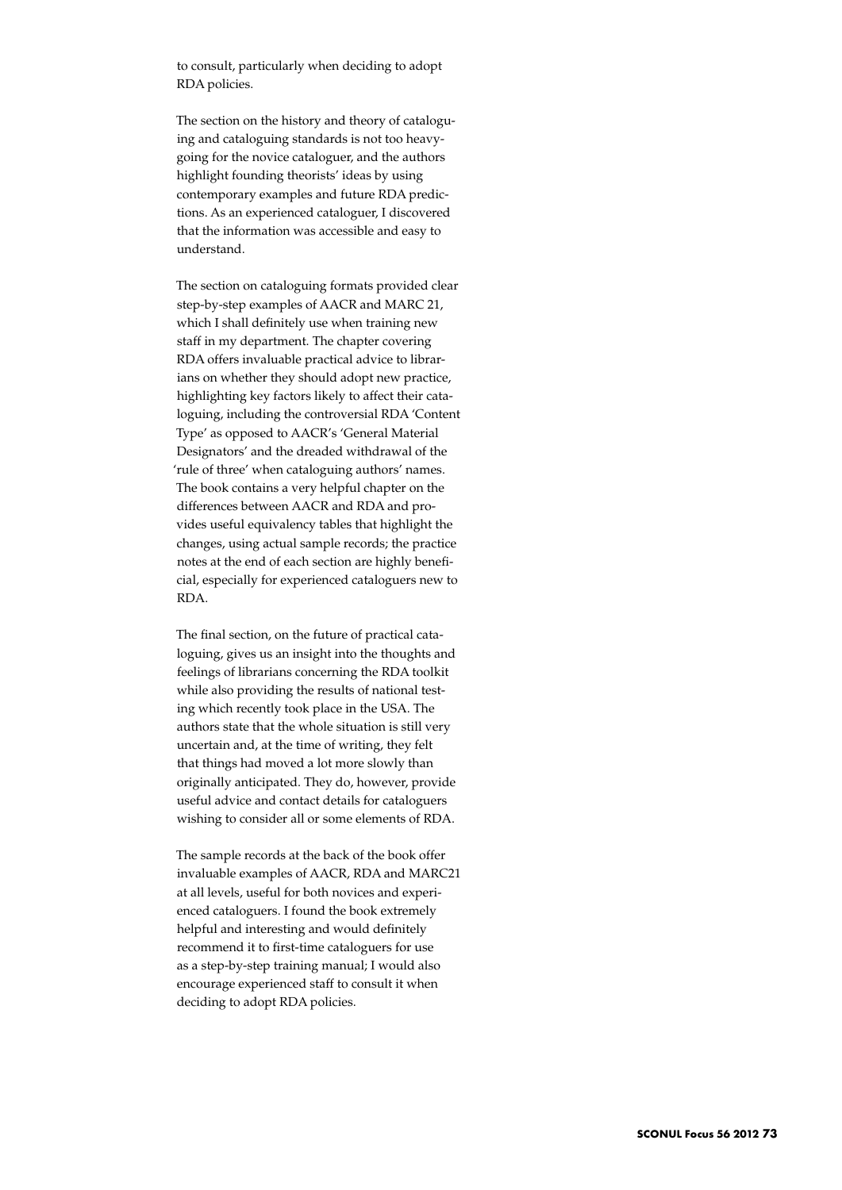to consult, particularly when deciding to adopt RDA policies.

The section on the history and theory of cataloguing and cataloguing standards is not too heavy-going for the novice cataloguer, and the authors highlight founding theorists' ideas by using contemporary examples and future RDA predictions. As an experienced cataloguer, I discovered that the information was accessible and easy to understand.

The section on cataloguing formats provided clear step-by-step examples of AACR and MARC 21, which I shall definitely use when training new staff in my department. The chapter covering RDA offers invaluable practical advice to librarians on whether they should adopt new practice, highlighting key factors likely to affect their cataloguing, including the controversial RDA 'Content Type' as opposed to AACR's 'General Material Designators' and the dreaded withdrawal of the 'rule of three' when cataloguing authors' names. The book contains a very helpful chapter on the differences between AACR and RDA and provides useful equivalency tables that highlight the changes, using actual sample records; the practice notes at the end of each section are highly beneficial, especially for experienced cataloguers new to RDA.

The final section, on the future of practical cataloguing, gives us an insight into the thoughts and feelings of librarians concerning the RDA toolkit while also providing the results of national testing which recently took place in the USA. The authors state that the whole situation is still very uncertain and, at the time of writing, they felt that things had moved a lot more slowly than originally anticipated. They do, however, provide useful advice and contact details for cataloguers wishing to consider all or some elements of RDA.

The sample records at the back of the book offer invaluable examples of AACR, RDA and MARC21 at all levels, useful for both novices and experienced cataloguers. I found the book extremely helpful and interesting and would definitely recommend it to first-time cataloguers for use as a step-by-step training manual; I would also encourage experienced staff to consult it when deciding to adopt RDA policies.